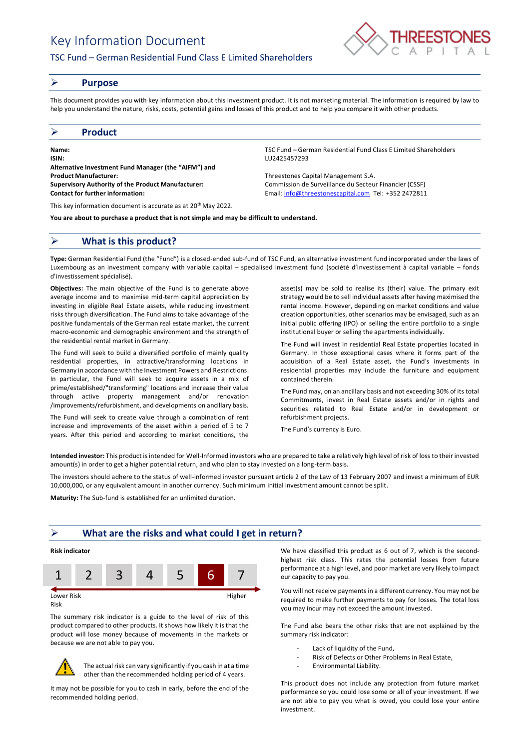# Key Information Document

## TSC Fund – German Residential Fund Class E Limited Shareholders

## Purpose

This document provides you with key information about this investment product. It is not marketing material. The information is required by law to help you understand the nature, risks, costs, potential gains and losses of this product and to help you compare it with other products.

## Product

| | |
|---|---|
| **Name:** | TSC Fund – German Residential Fund Class E Limited Shareholders |
| **ISIN:** | LU2425457293 |
| **Alternative Investment Fund Manager (the "AIFM") and Product Manufacturer:** | Threestones Capital Management S.A. |
| **Supervisory Authority of the Product Manufacturer:** | Commission de Surveillance du Secteur Financier (CSSF) |
| **Contact for further information:** | Email: info@threestonescapital.com Tel: +352 2472811 |

This key information document is accurate as at 20th May 2022.

**You are about to purchase a product that is not simple and may be difficult to understand.**

## What is this product?

**Type:** German Residential Fund (the "Fund") is a closed-ended sub-fund of TSC Fund, an alternative investment fund incorporated under the laws of Luxembourg as an investment company with variable capital – specialised investment fund (société d'investissement à capital variable – fonds d'investissement spécialisé).

**Objectives:** The main objective of the Fund is to generate above average income and to maximise mid-term capital appreciation by investing in eligible Real Estate assets, while reducing investment risks through diversification. The Fund aims to take advantage of the positive fundamentals of the German real estate market, the current macro-economic and demographic environment and the strength of the residential rental market in Germany.

The Fund will seek to build a diversified portfolio of mainly quality residential properties, in attractive/transforming locations in Germany in accordance with the Investment Powers and Restrictions. In particular, the Fund will seek to acquire assets in a mix of prime/established/"transforming" locations and increase their value through active property management and/or renovation /improvements/refurbishment, and developments on ancillary basis.

The Fund will seek to create value through a combination of rent increase and improvements of the asset within a period of 5 to 7 years. After this period and according to market conditions, the asset(s) may be sold to realise its (their) value. The primary exit strategy would be to sell individual assets after having maximised the rental income. However, depending on market conditions and value creation opportunities, other scenarios may be envisaged, such as an initial public offering (IPO) or selling the entire portfolio to a single institutional buyer or selling the apartments individually.

The Fund will invest in residential Real Estate properties located in Germany. In those exceptional cases where it forms part of the acquisition of a Real Estate asset, the Fund's investments in residential properties may include the furniture and equipment contained therein.

The Fund may, on an ancillary basis and not exceeding 30% of its total Commitments, invest in Real Estate assets and/or in rights and securities related to Real Estate and/or in development or refurbishment projects.

The Fund's currency is Euro.

**Intended investor:** This product is intended for Well-Informed investors who are prepared to take a relatively high level of risk of loss to their invested amount(s) in order to get a higher potential return, and who plan to stay invested on a long-term basis.

The investors should adhere to the status of well-informed investor pursuant article 2 of the Law of 13 February 2007 and invest a minimum of EUR 10,000,000, or any equivalent amount in another currency. Such minimum initial investment amount cannot be split.

**Maturity:** The Sub-fund is established for an unlimited duration.

## What are the risks and what could I get in return?

**Risk indicator**

| 1 | 2 | 3 | 4 | 5 | **6** | 7 |
|---|---|---|---|---|---|---|

Lower Risk — Higher Risk

The summary risk indicator is a guide to the level of risk of this product compared to other products. It shows how likely it is that the product will lose money because of movements in the markets or because we are not able to pay you.

⚠ The actual risk can vary significantly if you cash in at a time other than the recommended holding period of 4 years.

It may not be possible for you to cash in early, before the end of the recommended holding period.

We have classified this product as 6 out of 7, which is the second-highest risk class. This rates the potential losses from future performance at a high level, and poor market are very likely to impact our capacity to pay you.

You will not receive payments in a different currency. You may not be required to make further payments to pay for losses. The total loss you may incur may not exceed the amount invested.

The Fund also bears the other risks that are not explained by the summary risk indicator:

- Lack of liquidity of the Fund,
- Risk of Defects or Other Problems in Real Estate,
- Environmental Liability.

This product does not include any protection from future market performance so you could lose some or all of your investment. If we are not able to pay you what is owed, you could lose your entire investment.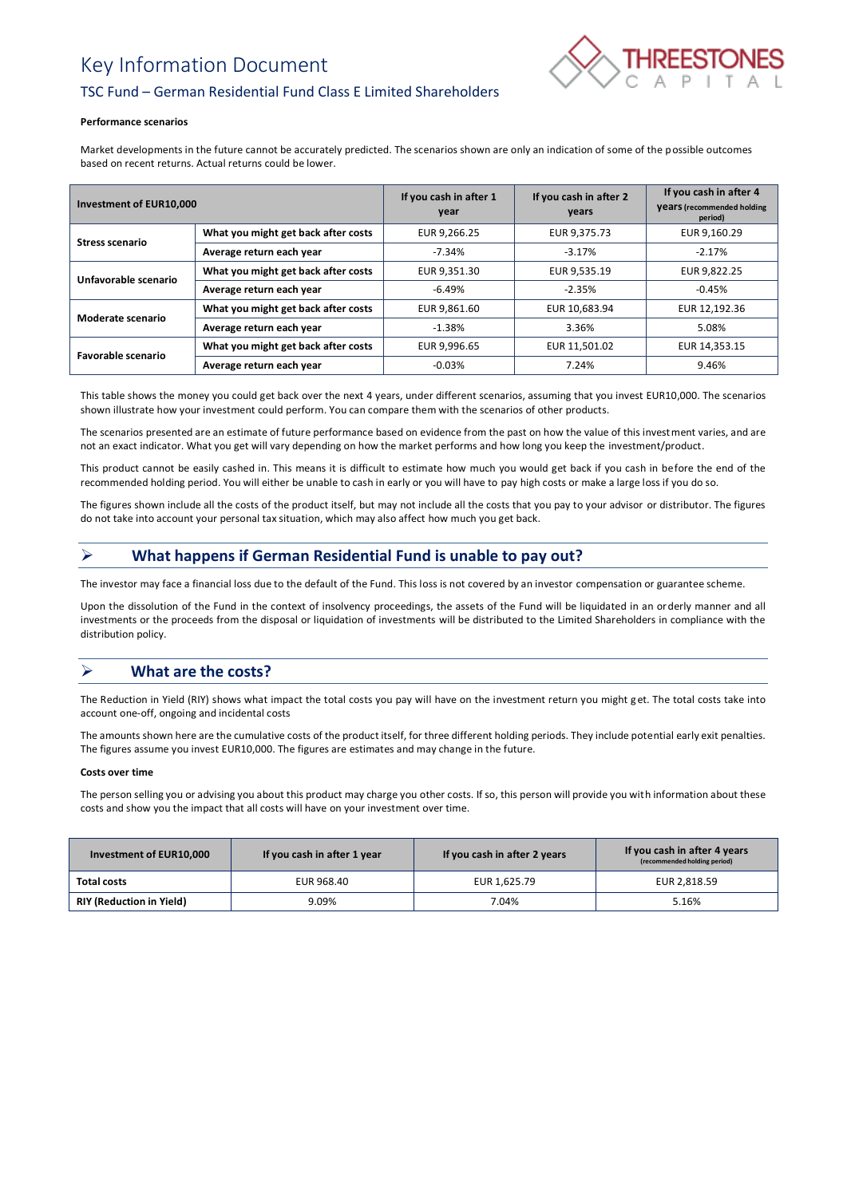# Key Information Document

## TSC Fund – German Residential Fund Class E Limited Shareholders

**Performance scenarios**

Market developments in the future cannot be accurately predicted. The scenarios shown are only an indication of some of the possible outcomes based on recent returns. Actual returns could be lower.

| Investment of EUR10,000 | | If you cash in after 1 year | If you cash in after 2 years | If you cash in after 4 years (recommended holding period) |
|---|---|---|---|---|
| **Stress scenario** | **What you might get back after costs** | EUR 9,266.25 | EUR 9,375.73 | EUR 9,160.29 |
| | **Average return each year** | -7.34% | -3.17% | -2.17% |
| **Unfavorable scenario** | **What you might get back after costs** | EUR 9,351.30 | EUR 9,535.19 | EUR 9,822.25 |
| | **Average return each year** | -6.49% | -2.35% | -0.45% |
| **Moderate scenario** | **What you might get back after costs** | EUR 9,861.60 | EUR 10,683.94 | EUR 12,192.36 |
| | **Average return each year** | -1.38% | 3.36% | 5.08% |
| **Favorable scenario** | **What you might get back after costs** | EUR 9,996.65 | EUR 11,501.02 | EUR 14,353.15 |
| | **Average return each year** | -0.03% | 7.24% | 9.46% |

This table shows the money you could get back over the next 4 years, under different scenarios, assuming that you invest EUR10,000. The scenarios shown illustrate how your investment could perform. You can compare them with the scenarios of other products.

The scenarios presented are an estimate of future performance based on evidence from the past on how the value of this investment varies, and are not an exact indicator. What you get will vary depending on how the market performs and how long you keep the investment/product.

This product cannot be easily cashed in. This means it is difficult to estimate how much you would get back if you cash in before the end of the recommended holding period. You will either be unable to cash in early or you will have to pay high costs or make a large loss if you do so.

The figures shown include all the costs of the product itself, but may not include all the costs that you pay to your advisor or distributor. The figures do not take into account your personal tax situation, which may also affect how much you get back.

## What happens if German Residential Fund is unable to pay out?

The investor may face a financial loss due to the default of the Fund. This loss is not covered by an investor compensation or guarantee scheme.

Upon the dissolution of the Fund in the context of insolvency proceedings, the assets of the Fund will be liquidated in an orderly manner and all investments or the proceeds from the disposal or liquidation of investments will be distributed to the Limited Shareholders in compliance with the distribution policy.

## What are the costs?

The Reduction in Yield (RIY) shows what impact the total costs you pay will have on the investment return you might get. The total costs take into account one-off, ongoing and incidental costs

The amounts shown here are the cumulative costs of the product itself, for three different holding periods. They include potential early exit penalties. The figures assume you invest EUR10,000. The figures are estimates and may change in the future.

**Costs over time**

The person selling you or advising you about this product may charge you other costs. If so, this person will provide you with information about these costs and show you the impact that all costs will have on your investment over time.

| Investment of EUR10,000 | If you cash in after 1 year | If you cash in after 2 years | If you cash in after 4 years (recommended holding period) |
|---|---|---|---|
| **Total costs** | EUR 968.40 | EUR 1,625.79 | EUR 2,818.59 |
| **RIY (Reduction in Yield)** | 9.09% | 7.04% | 5.16% |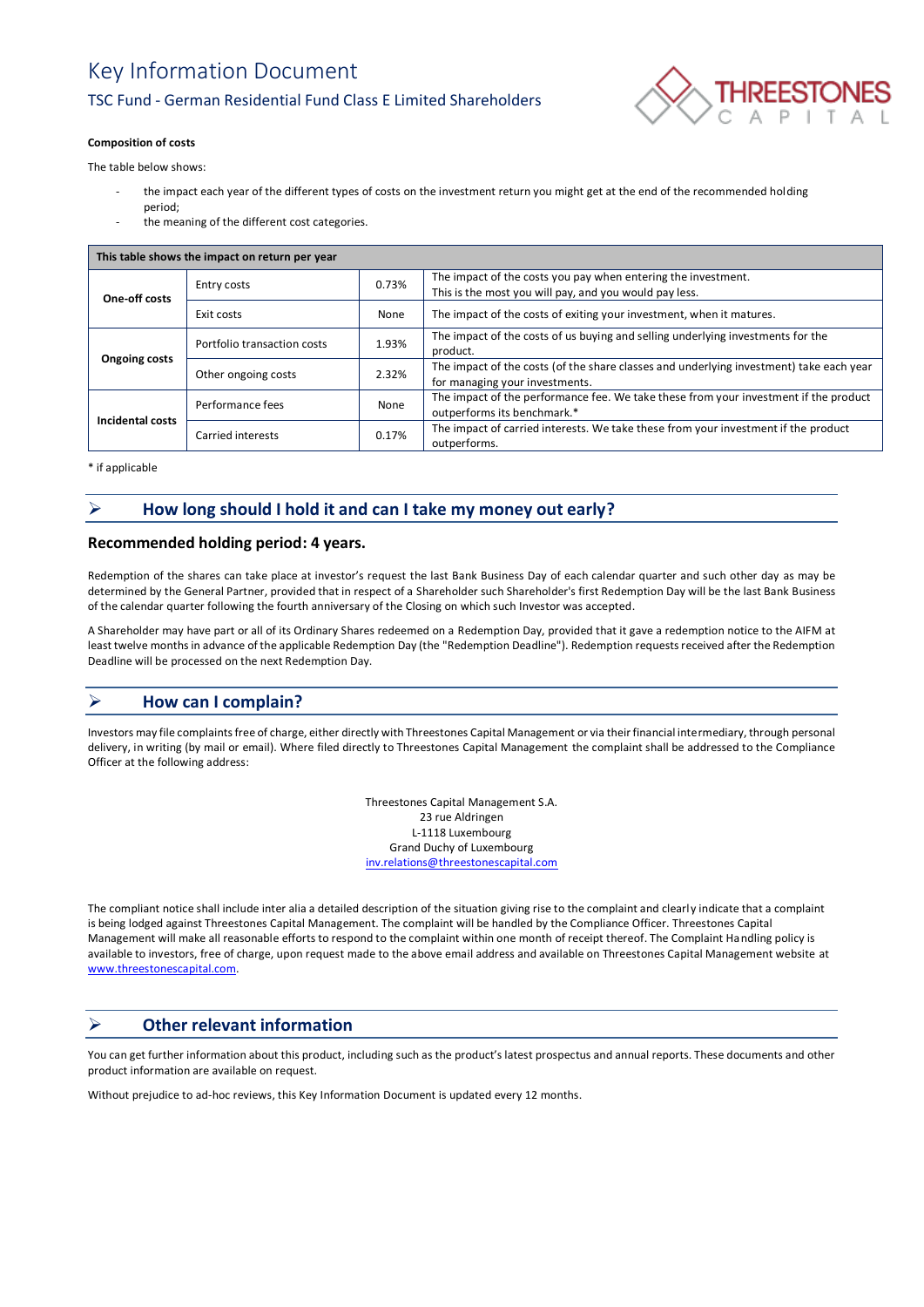# Key Information Document

## TSC Fund - German Residential Fund Class E Limited Shareholders

**Composition of costs**

The table below shows:

- the impact each year of the different types of costs on the investment return you might get at the end of the recommended holding period;
- the meaning of the different cost categories.

| This table shows the impact on return per year | | | |
|---|---|---|---|
| **One-off costs** | Entry costs | 0.73% | The impact of the costs you pay when entering the investment. This is the most you will pay, and you would pay less. |
| | Exit costs | None | The impact of the costs of exiting your investment, when it matures. |
| **Ongoing costs** | Portfolio transaction costs | 1.93% | The impact of the costs of us buying and selling underlying investments for the product. |
| | Other ongoing costs | 2.32% | The impact of the costs (of the share classes and underlying investment) take each year for managing your investments. |
| **Incidental costs** | Performance fees | None | The impact of the performance fee. We take these from your investment if the product outperforms its benchmark.* |
| | Carried interests | 0.17% | The impact of carried interests. We take these from your investment if the product outperforms. |

* if applicable

## How long should I hold it and can I take my money out early?

### Recommended holding period: 4 years.

Redemption of the shares can take place at investor's request the last Bank Business Day of each calendar quarter and such other day as may be determined by the General Partner, provided that in respect of a Shareholder such Shareholder's first Redemption Day will be the last Bank Business of the calendar quarter following the fourth anniversary of the Closing on which such Investor was accepted.

A Shareholder may have part or all of its Ordinary Shares redeemed on a Redemption Day, provided that it gave a redemption notice to the AIFM at least twelve months in advance of the applicable Redemption Day (the "Redemption Deadline"). Redemption requests received after the Redemption Deadline will be processed on the next Redemption Day.

## How can I complain?

Investors may file complaints free of charge, either directly with Threestones Capital Management or via their financial intermediary, through personal delivery, in writing (by mail or email). Where filed directly to Threestones Capital Management the complaint shall be addressed to the Compliance Officer at the following address:

Threestones Capital Management S.A.
23 rue Aldringen
L-1118 Luxembourg
Grand Duchy of Luxembourg
inv.relations@threestonescapital.com

The compliant notice shall include inter alia a detailed description of the situation giving rise to the complaint and clearly indicate that a complaint is being lodged against Threestones Capital Management. The complaint will be handled by the Compliance Officer. Threestones Capital Management will make all reasonable efforts to respond to the complaint within one month of receipt thereof. The Complaint Handling policy is available to investors, free of charge, upon request made to the above email address and available on Threestones Capital Management website at www.threestonescapital.com.

## Other relevant information

You can get further information about this product, including such as the product's latest prospectus and annual reports. These documents and other product information are available on request.

Without prejudice to ad-hoc reviews, this Key Information Document is updated every 12 months.